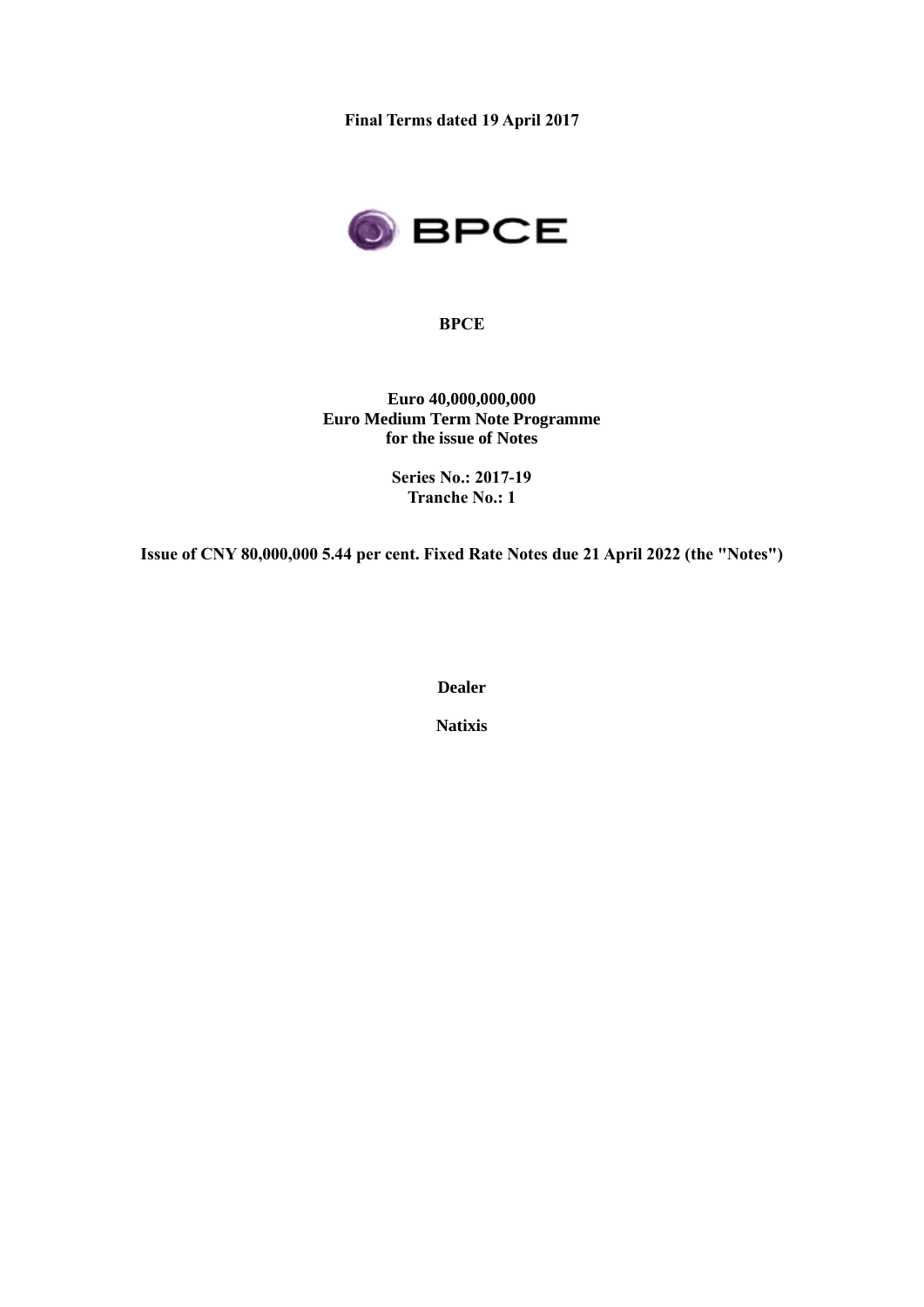**Final Terms dated 19 April 2017**

**BPCE**

**Euro 40,000,000,000**
**Euro Medium Term Note Programme**
**for the issue of Notes**

**Series No.: 2017-19**
**Tranche No.: 1**

**Issue of CNY 80,000,000 5.44 per cent. Fixed Rate Notes due 21 April 2022 (the "Notes")**

**Dealer**

**Natixis**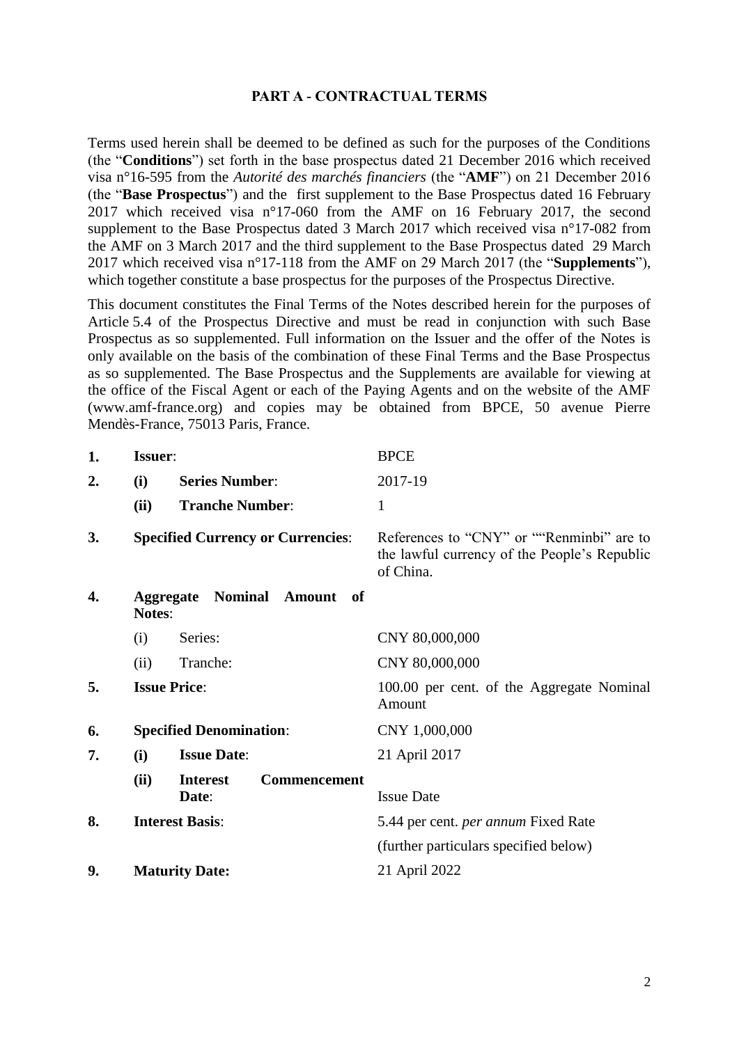## PART A - CONTRACTUAL TERMS

Terms used herein shall be deemed to be defined as such for the purposes of the Conditions (the "**Conditions**") set forth in the base prospectus dated 21 December 2016 which received visa n°16-595 from the *Autorité des marchés financiers* (the "**AMF**") on 21 December 2016 (the "**Base Prospectus**") and the first supplement to the Base Prospectus dated 16 February 2017 which received visa n°17-060 from the AMF on 16 February 2017, the second supplement to the Base Prospectus dated 3 March 2017 which received visa n°17-082 from the AMF on 3 March 2017 and the third supplement to the Base Prospectus dated 29 March 2017 which received visa n°17-118 from the AMF on 29 March 2017 (the "**Supplements**"), which together constitute a base prospectus for the purposes of the Prospectus Directive.

This document constitutes the Final Terms of the Notes described herein for the purposes of Article 5.4 of the Prospectus Directive and must be read in conjunction with such Base Prospectus as so supplemented. Full information on the Issuer and the offer of the Notes is only available on the basis of the combination of these Final Terms and the Base Prospectus as so supplemented. The Base Prospectus and the Supplements are available for viewing at the office of the Fiscal Agent or each of the Paying Agents and on the website of the AMF (www.amf-france.org) and copies may be obtained from BPCE, 50 avenue Pierre Mendès-France, 75013 Paris, France.

| | | | |
|---|---|---|---|
| **1.** | **Issuer**: | | BPCE |
| **2.** | **(i)** | **Series Number**: | 2017-19 |
| | **(ii)** | **Tranche Number**: | 1 |
| **3.** | **Specified Currency or Currencies**: | | References to "CNY" or ""Renminbi" are to the lawful currency of the People's Republic of China. |
| **4.** | **Aggregate Nominal Amount of Notes**: | | |
| | (i) | Series: | CNY 80,000,000 |
| | (ii) | Tranche: | CNY 80,000,000 |
| **5.** | **Issue Price**: | | 100.00 per cent. of the Aggregate Nominal Amount |
| **6.** | **Specified Denomination**: | | CNY 1,000,000 |
| **7.** | **(i)** | **Issue Date**: | 21 April 2017 |
| | **(ii)** | **Interest Commencement Date**: | Issue Date |
| **8.** | **Interest Basis**: | | 5.44 per cent. *per annum* Fixed Rate |
| | | | (further particulars specified below) |
| **9.** | **Maturity Date:** | | 21 April 2022 |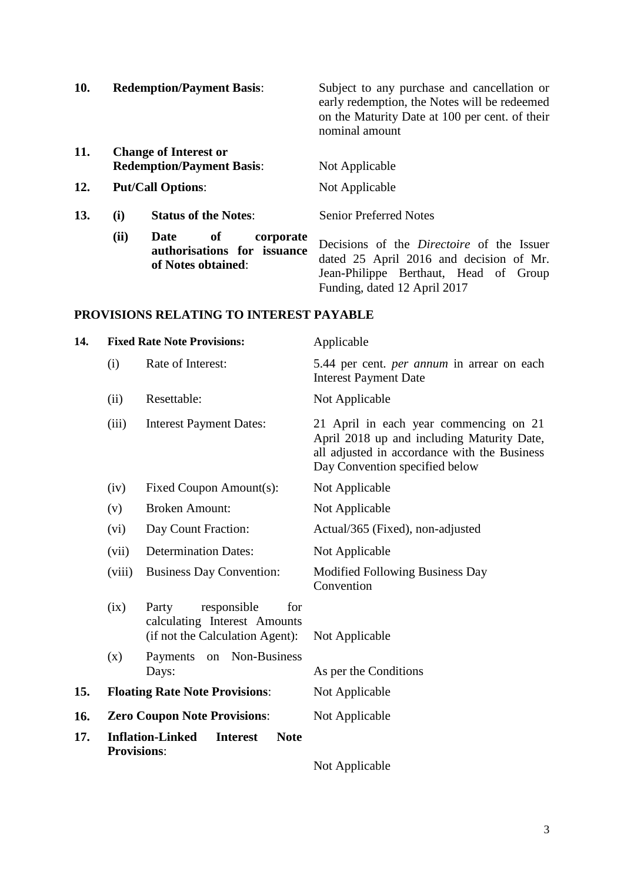| | | | |
|---|---|---|---|
| **10.** | **Redemption/Payment Basis**: | | Subject to any purchase and cancellation or early redemption, the Notes will be redeemed on the Maturity Date at 100 per cent. of their nominal amount |
| **11.** | **Change of Interest or Redemption/Payment Basis**: | | Not Applicable |
| **12.** | **Put/Call Options**: | | Not Applicable |
| **13.** | **(i)** | **Status of the Notes**: | Senior Preferred Notes |
| | **(ii)** | **Date of corporate authorisations for issuance of Notes obtained**: | Decisions of the *Directoire* of the Issuer dated 25 April 2016 and decision of Mr. Jean-Philippe Berthaut, Head of Group Funding, dated 12 April 2017 |

## PROVISIONS RELATING TO INTEREST PAYABLE

| | | | |
|---|---|---|---|
| **14.** | **Fixed Rate Note Provisions:** | | Applicable |
| | (i) | Rate of Interest: | 5.44 per cent. *per annum* in arrear on each Interest Payment Date |
| | (ii) | Resettable: | Not Applicable |
| | (iii) | Interest Payment Dates: | 21 April in each year commencing on 21 April 2018 up and including Maturity Date, all adjusted in accordance with the Business Day Convention specified below |
| | (iv) | Fixed Coupon Amount(s): | Not Applicable |
| | (v) | Broken Amount: | Not Applicable |
| | (vi) | Day Count Fraction: | Actual/365 (Fixed), non-adjusted |
| | (vii) | Determination Dates: | Not Applicable |
| | (viii) | Business Day Convention: | Modified Following Business Day Convention |
| | (ix) | Party responsible for calculating Interest Amounts (if not the Calculation Agent): | Not Applicable |
| | (x) | Payments on Non-Business Days: | As per the Conditions |
| **15.** | **Floating Rate Note Provisions**: | | Not Applicable |
| **16.** | **Zero Coupon Note Provisions**: | | Not Applicable |
| **17.** | **Inflation-Linked Interest Note Provisions**: | | Not Applicable |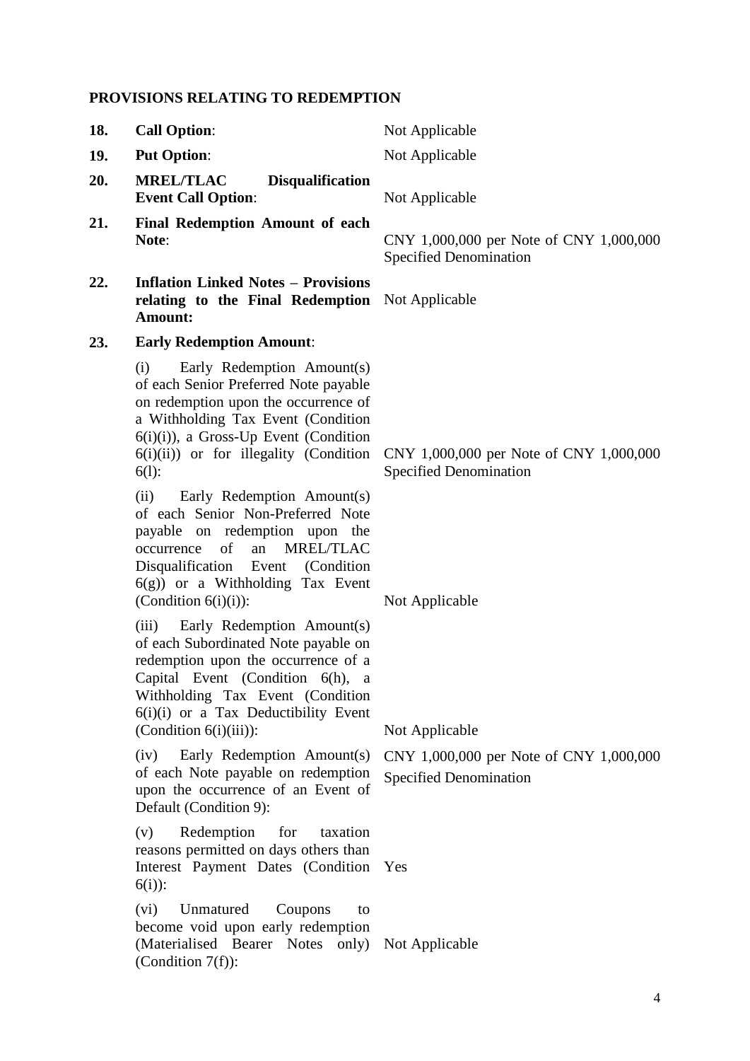**PROVISIONS RELATING TO REDEMPTION**

| | | |
|---|---|---|
| **18.** | **Call Option**: | Not Applicable |
| **19.** | **Put Option**: | Not Applicable |
| **20.** | **MREL/TLAC Disqualification Event Call Option**: | Not Applicable |
| **21.** | **Final Redemption Amount of each Note**: | CNY 1,000,000 per Note of CNY 1,000,000 Specified Denomination |
| **22.** | **Inflation Linked Notes – Provisions relating to the Final Redemption Amount:** | Not Applicable |
| **23.** | **Early Redemption Amount**: | |
| | (i) Early Redemption Amount(s) of each Senior Preferred Note payable on redemption upon the occurrence of a Withholding Tax Event (Condition 6(i)(i)), a Gross-Up Event (Condition 6(i)(ii)) or for illegality (Condition 6(l): | CNY 1,000,000 per Note of CNY 1,000,000 Specified Denomination |
| | (ii) Early Redemption Amount(s) of each Senior Non-Preferred Note payable on redemption upon the occurrence of an MREL/TLAC Disqualification Event (Condition 6(g)) or a Withholding Tax Event (Condition 6(i)(i)): | Not Applicable |
| | (iii) Early Redemption Amount(s) of each Subordinated Note payable on redemption upon the occurrence of a Capital Event (Condition 6(h), a Withholding Tax Event (Condition 6(i)(i) or a Tax Deductibility Event (Condition 6(i)(iii)): | Not Applicable |
| | (iv) Early Redemption Amount(s) of each Note payable on redemption upon the occurrence of an Event of Default (Condition 9): | CNY 1,000,000 per Note of CNY 1,000,000 Specified Denomination |
| | (v) Redemption for taxation reasons permitted on days others than Interest Payment Dates (Condition 6(i)): | Yes |
| | (vi) Unmatured Coupons to become void upon early redemption (Materialised Bearer Notes only) (Condition 7(f)): | Not Applicable |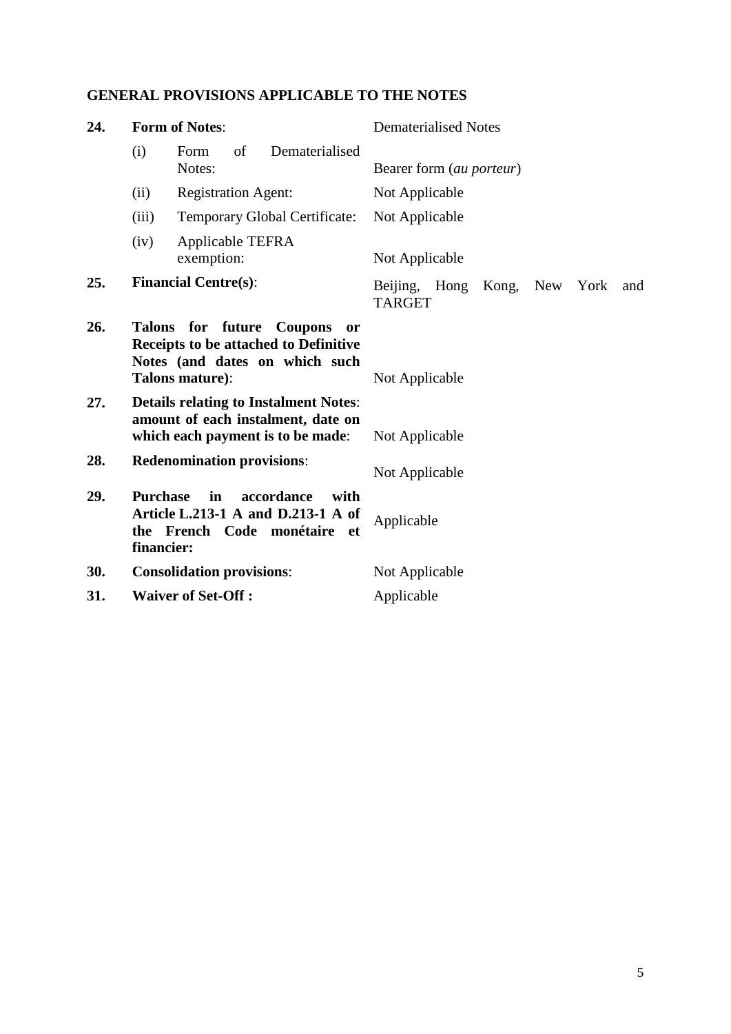**GENERAL PROVISIONS APPLICABLE TO THE NOTES**

| | | |
|---|---|---|
| **24.** | **Form of Notes**: | Dematerialised Notes |
| | (i) Form of Dematerialised Notes: | Bearer form (*au porteur*) |
| | (ii) Registration Agent: | Not Applicable |
| | (iii) Temporary Global Certificate: | Not Applicable |
| | (iv) Applicable TEFRA exemption: | Not Applicable |
| **25.** | **Financial Centre(s)**: | Beijing, Hong Kong, New York and TARGET |
| **26.** | **Talons for future Coupons or Receipts to be attached to Definitive Notes (and dates on which such Talons mature)**: | Not Applicable |
| **27.** | **Details relating to Instalment Notes**: **amount of each instalment, date on which each payment is to be made**: | Not Applicable |
| **28.** | **Redenomination provisions**: | Not Applicable |
| **29.** | **Purchase in accordance with Article L.213-1 A and D.213-1 A of the French Code monétaire et financier:** | Applicable |
| **30.** | **Consolidation provisions**: | Not Applicable |
| **31.** | **Waiver of Set-Off :** | Applicable |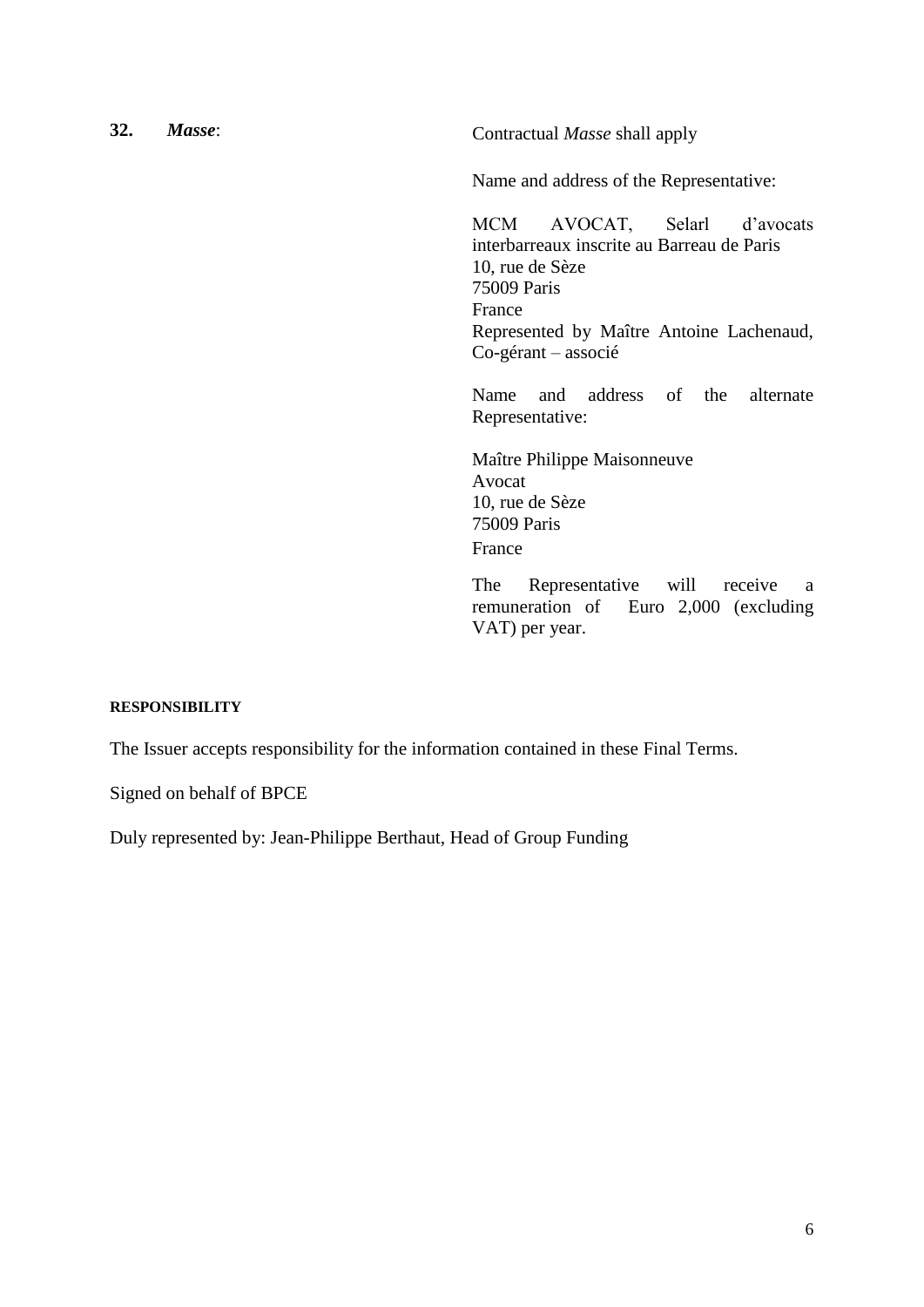| | |
|---|---|
| **32.** ***Masse*:** | Contractual *Masse* shall apply<br><br>Name and address of the Representative:<br><br>MCM AVOCAT, Selarl d'avocats interbarreaux inscrite au Barreau de Paris<br>10, rue de Sèze<br>75009 Paris<br>France<br>Represented by Maître Antoine Lachenaud, Co-gérant – associé<br><br>Name and address of the alternate Representative:<br><br>Maître Philippe Maisonneuve<br>Avocat<br>10, rue de Sèze<br>75009 Paris<br>France<br><br>The Representative will receive a remuneration of Euro 2,000 (excluding VAT) per year. |

**RESPONSIBILITY**

The Issuer accepts responsibility for the information contained in these Final Terms.

Signed on behalf of BPCE

Duly represented by: Jean-Philippe Berthaut, Head of Group Funding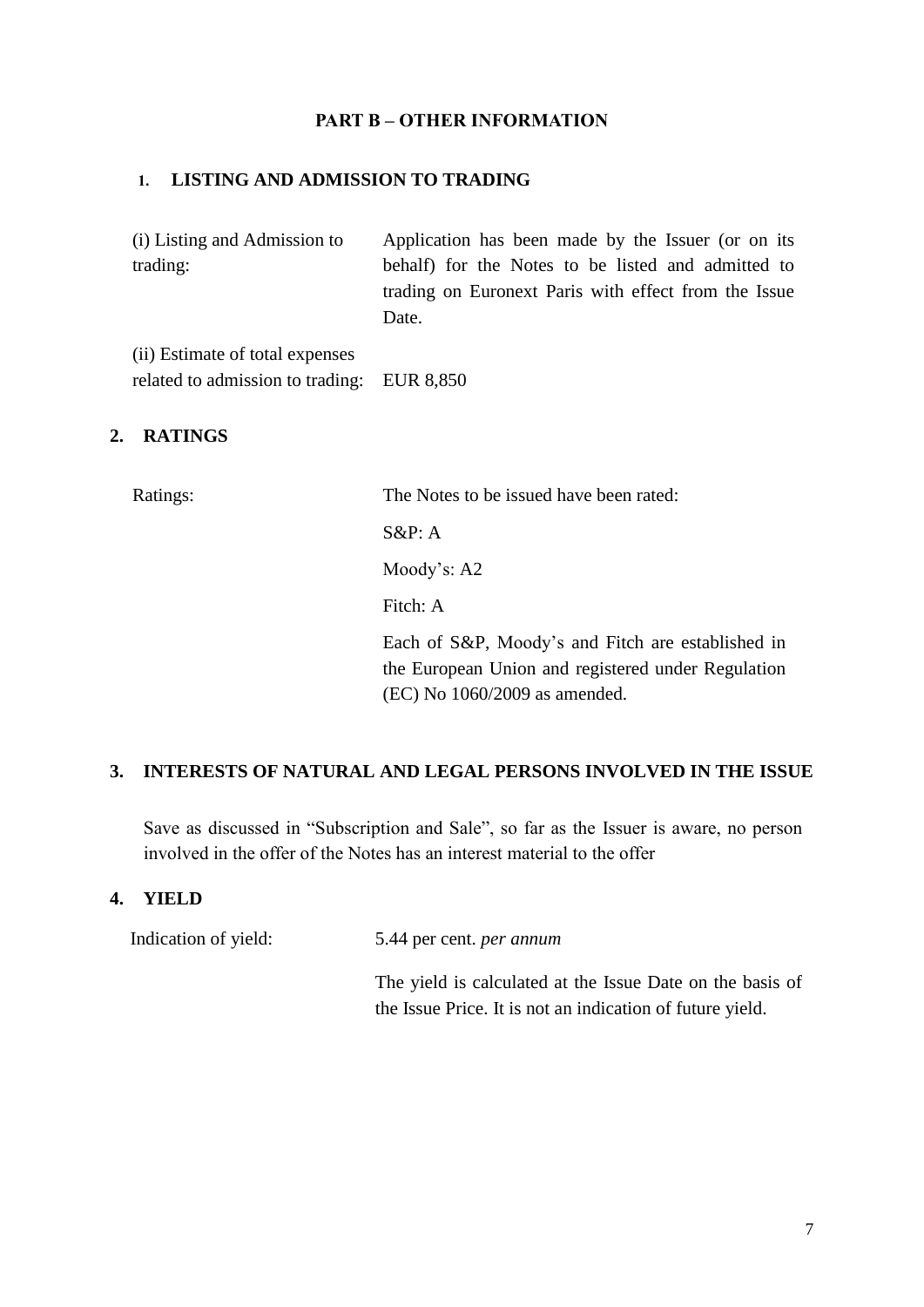## PART B – OTHER INFORMATION

### 1. LISTING AND ADMISSION TO TRADING

| | |
|---|---|
| (i) Listing and Admission to trading: | Application has been made by the Issuer (or on its behalf) for the Notes to be listed and admitted to trading on Euronext Paris with effect from the Issue Date. |
| (ii) Estimate of total expenses related to admission to trading: | EUR 8,850 |

### 2. RATINGS

| | |
|---|---|
| Ratings: | The Notes to be issued have been rated: |
| | S&P: A |
| | Moody's: A2 |
| | Fitch: A |
| | Each of S&P, Moody's and Fitch are established in the European Union and registered under Regulation (EC) No 1060/2009 as amended. |

### 3. INTERESTS OF NATURAL AND LEGAL PERSONS INVOLVED IN THE ISSUE

Save as discussed in "Subscription and Sale", so far as the Issuer is aware, no person involved in the offer of the Notes has an interest material to the offer

### 4. YIELD

| | |
|---|---|
| Indication of yield: | 5.44 per cent. *per annum* |
| | The yield is calculated at the Issue Date on the basis of the Issue Price. It is not an indication of future yield. |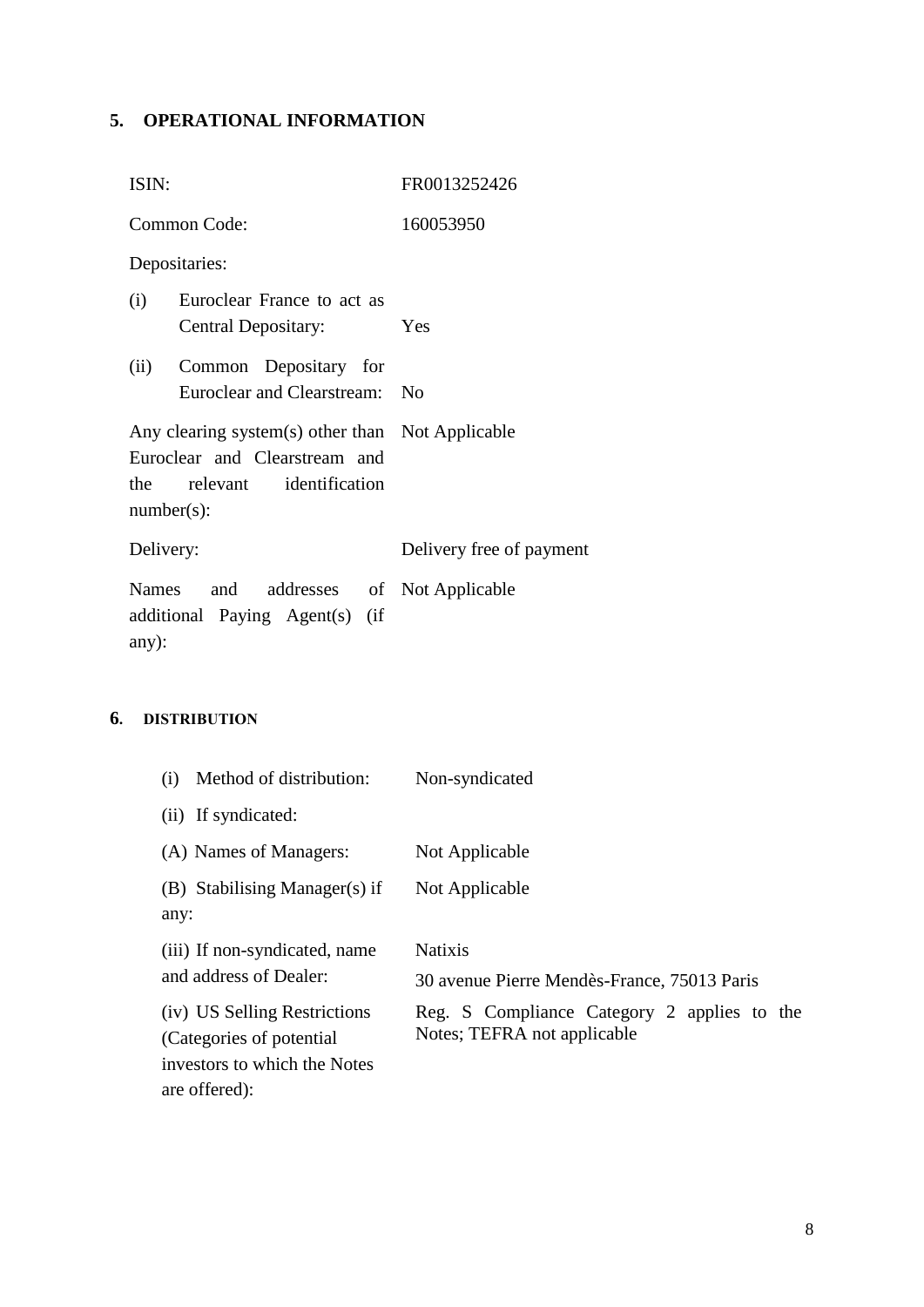## 5. OPERATIONAL INFORMATION

| | |
|---|---|
| ISIN: | FR0013252426 |
| Common Code: | 160053950 |
| Depositaries: | |
| (i) Euroclear France to act as Central Depositary: | Yes |
| (ii) Common Depositary for Euroclear and Clearstream: | No |
| Any clearing system(s) other than Euroclear and Clearstream and the relevant identification number(s): | Not Applicable |
| Delivery: | Delivery free of payment |
| Names and addresses of additional Paying Agent(s) (if any): | Not Applicable |

## 6. DISTRIBUTION

| | |
|---|---|
| (i) Method of distribution: | Non-syndicated |
| (ii) If syndicated: | |
| (A) Names of Managers: | Not Applicable |
| (B) Stabilising Manager(s) if any: | Not Applicable |
| (iii) If non-syndicated, name and address of Dealer: | Natixis<br>30 avenue Pierre Mendès-France, 75013 Paris |
| (iv) US Selling Restrictions (Categories of potential investors to which the Notes are offered): | Reg. S Compliance Category 2 applies to the Notes; TEFRA not applicable |